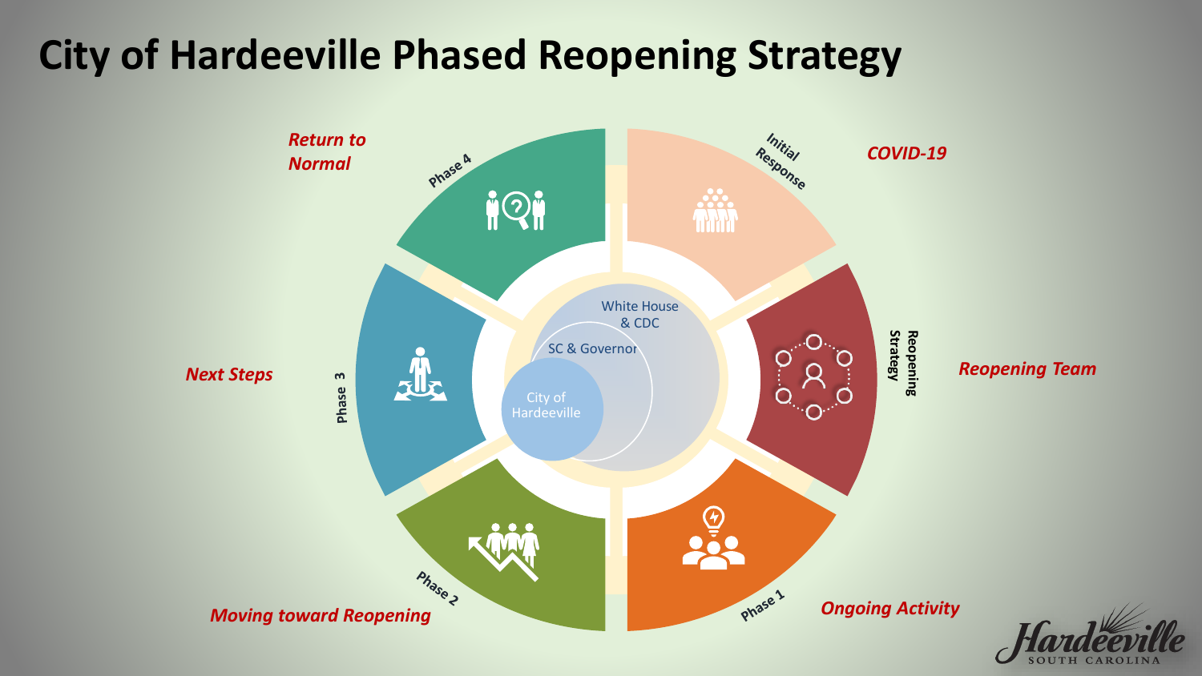# City of Hardeeville Phased Reopening Strategy

**COVID-19** — Initial Response

**Reopening Team** — Reopening Strategy

**Ongoing Activity** — Phase 1

**Moving toward Reopening** — Phase 2

**Next Steps** — Phase 3

**Return to Normal** — Phase 4

White House & CDC

SC & Governor

City of Hardeeville

Hardeeville
SOUTH CAROLINA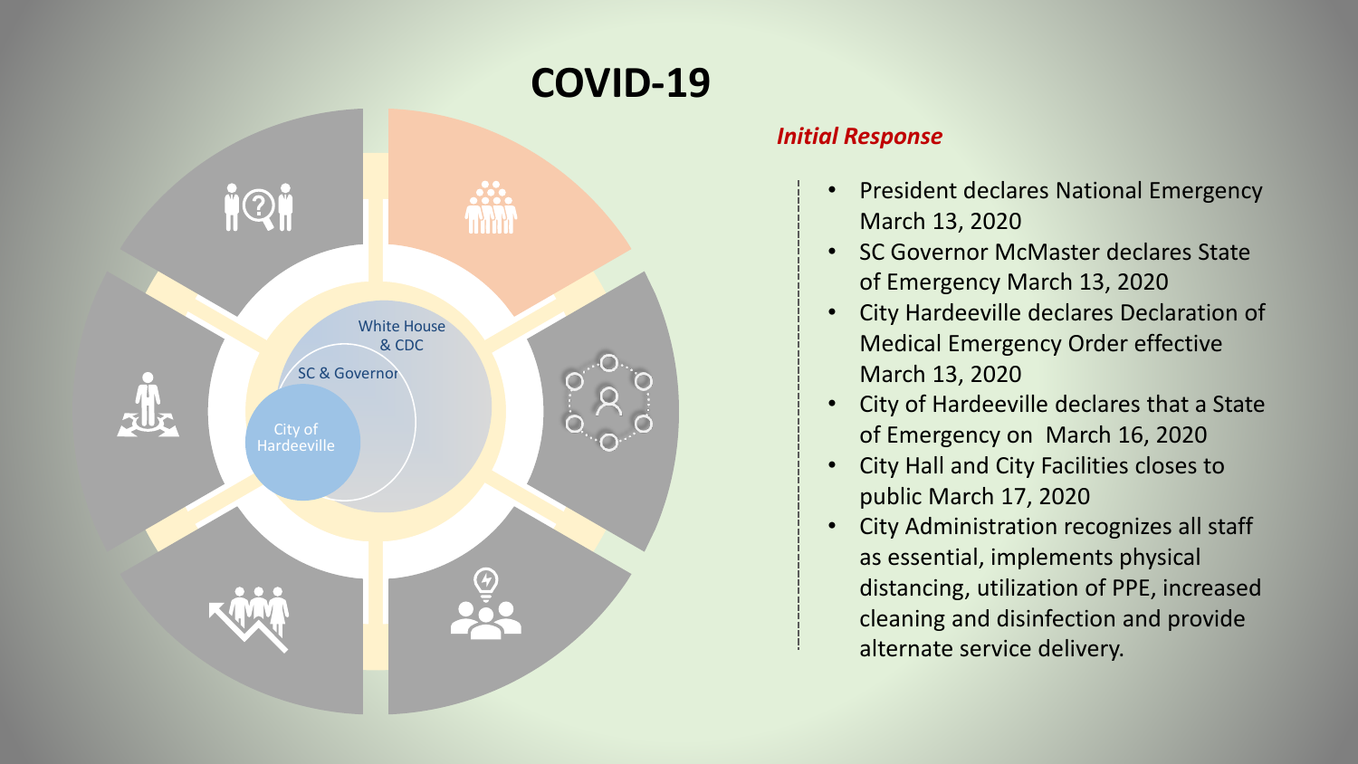# COVID-19

White House & CDC

SC & Governor

City of Hardeeville

*Initial Response*

- President declares National Emergency March 13, 2020
- SC Governor McMaster declares State of Emergency March 13, 2020
- City Hardeeville declares Declaration of Medical Emergency Order effective March 13, 2020
- City of Hardeeville declares that a State of Emergency on  March 16, 2020
- City Hall and City Facilities closes to public March 17, 2020
- City Administration recognizes all staff as essential, implements physical distancing, utilization of PPE, increased cleaning and disinfection and provide alternate service delivery.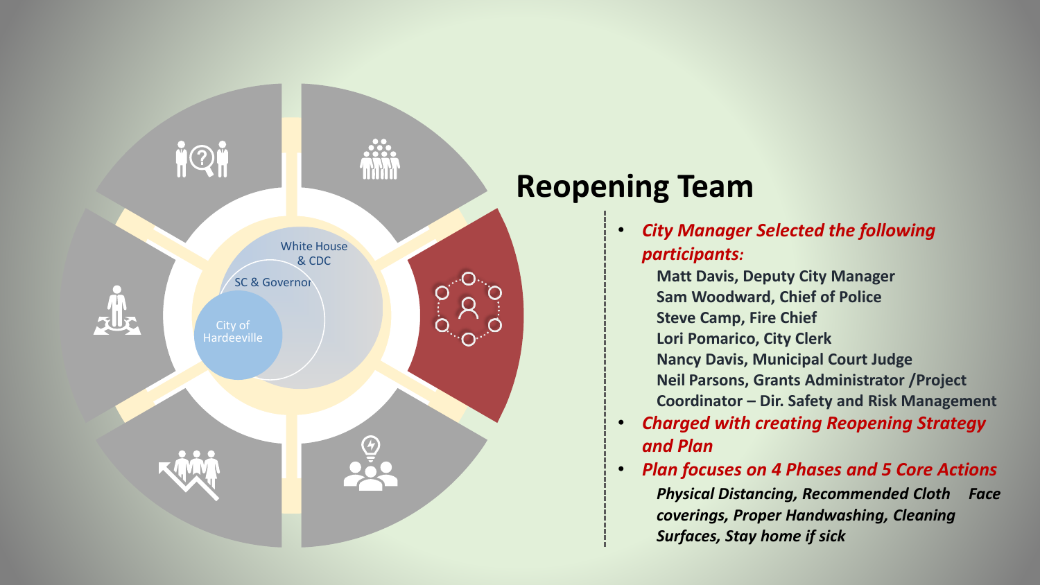White House & CDC

SC & Governor

City of Hardeeville

# Reopening Team

- ***City Manager Selected the following participants:***

  **Matt Davis, Deputy City Manager**
  **Sam Woodward, Chief of Police**
  **Steve Camp, Fire Chief**
  **Lori Pomarico, City Clerk**
  **Nancy Davis, Municipal Court Judge**
  **Neil Parsons, Grants Administrator /Project Coordinator – Dir. Safety and Risk Management**

- ***Charged with creating Reopening Strategy and Plan***
- ***Plan focuses on 4 Phases and 5 Core Actions***

  ***Physical Distancing, Recommended Cloth Face coverings, Proper Handwashing, Cleaning Surfaces, Stay home if sick***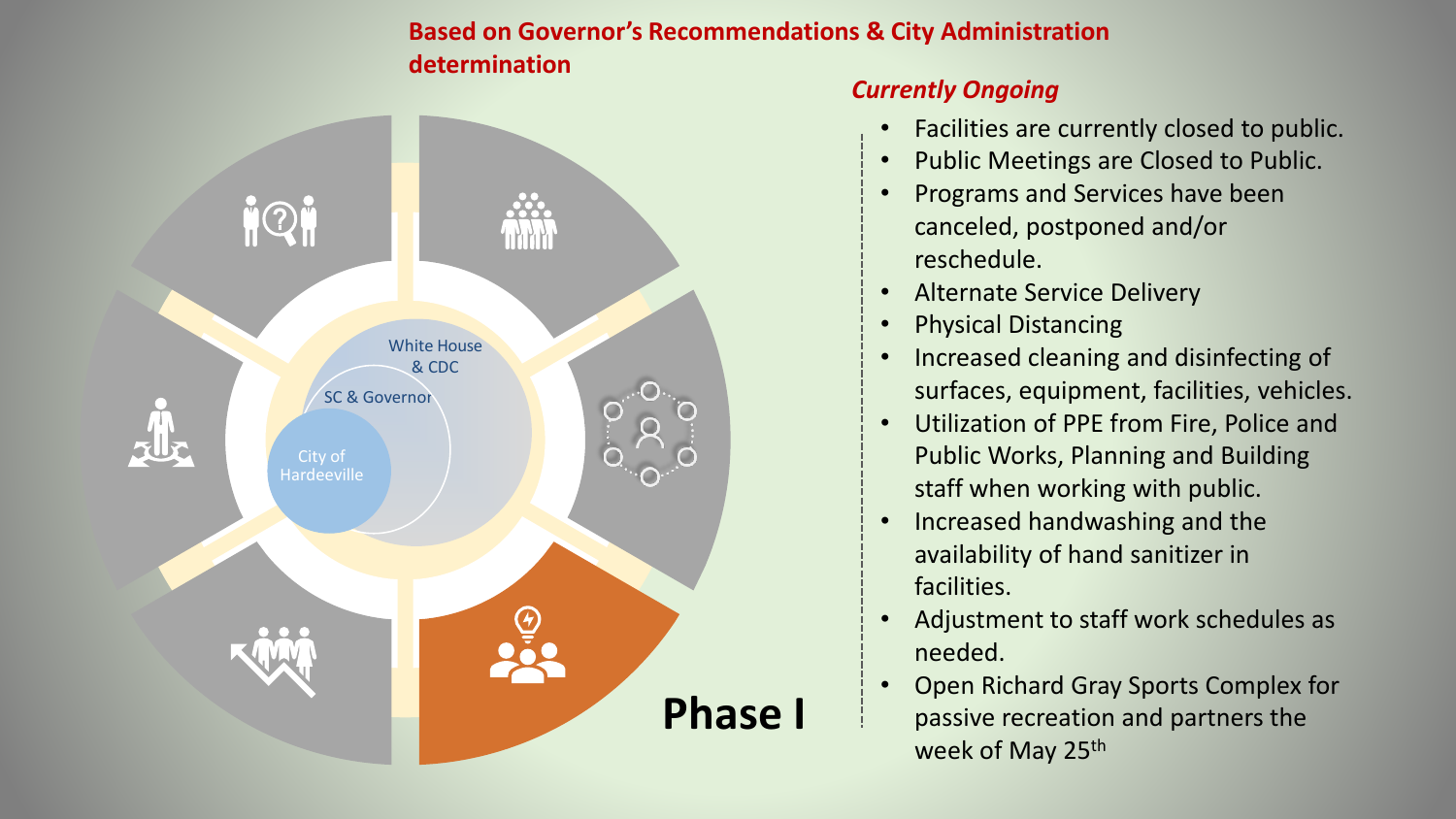**Based on Governor's Recommendations & City Administration determination**

White House & CDC

SC & Governor

City of Hardeeville

# Phase I

***Currently Ongoing***

- Facilities are currently closed to public.
- Public Meetings are Closed to Public.
- Programs and Services have been canceled, postponed and/or reschedule.
- Alternate Service Delivery
- Physical Distancing
- Increased cleaning and disinfecting of surfaces, equipment, facilities, vehicles.
- Utilization of PPE from Fire, Police and Public Works, Planning and Building staff when working with public.
- Increased handwashing and the availability of hand sanitizer in facilities.
- Adjustment to staff work schedules as needed.
- Open Richard Gray Sports Complex for passive recreation and partners the week of May 25th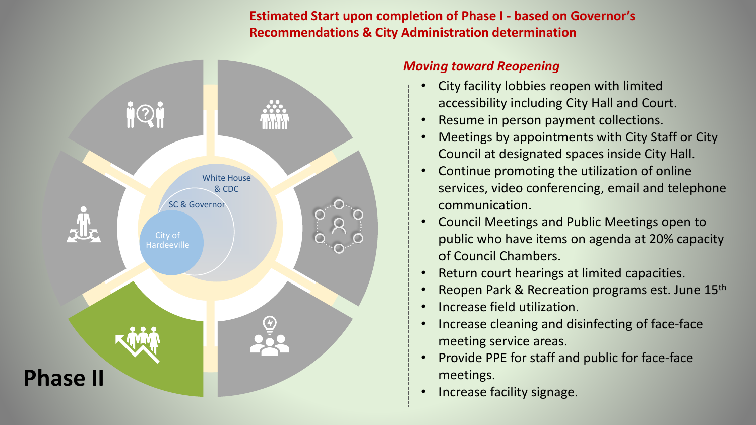**Estimated Start upon completion of Phase I - based on Governor's Recommendations & City Administration determination**

White House & CDC

SC & Governor

City of Hardeeville

## Phase II

*Moving toward Reopening*

- City facility lobbies reopen with limited accessibility including City Hall and Court.
- Resume in person payment collections.
- Meetings by appointments with City Staff or City Council at designated spaces inside City Hall.
- Continue promoting the utilization of online services, video conferencing, email and telephone communication.
- Council Meetings and Public Meetings open to public who have items on agenda at 20% capacity of Council Chambers.
- Return court hearings at limited capacities.
- Reopen Park & Recreation programs est. June 15th
- Increase field utilization.
- Increase cleaning and disinfecting of face-face meeting service areas.
- Provide PPE for staff and public for face-face meetings.
- Increase facility signage.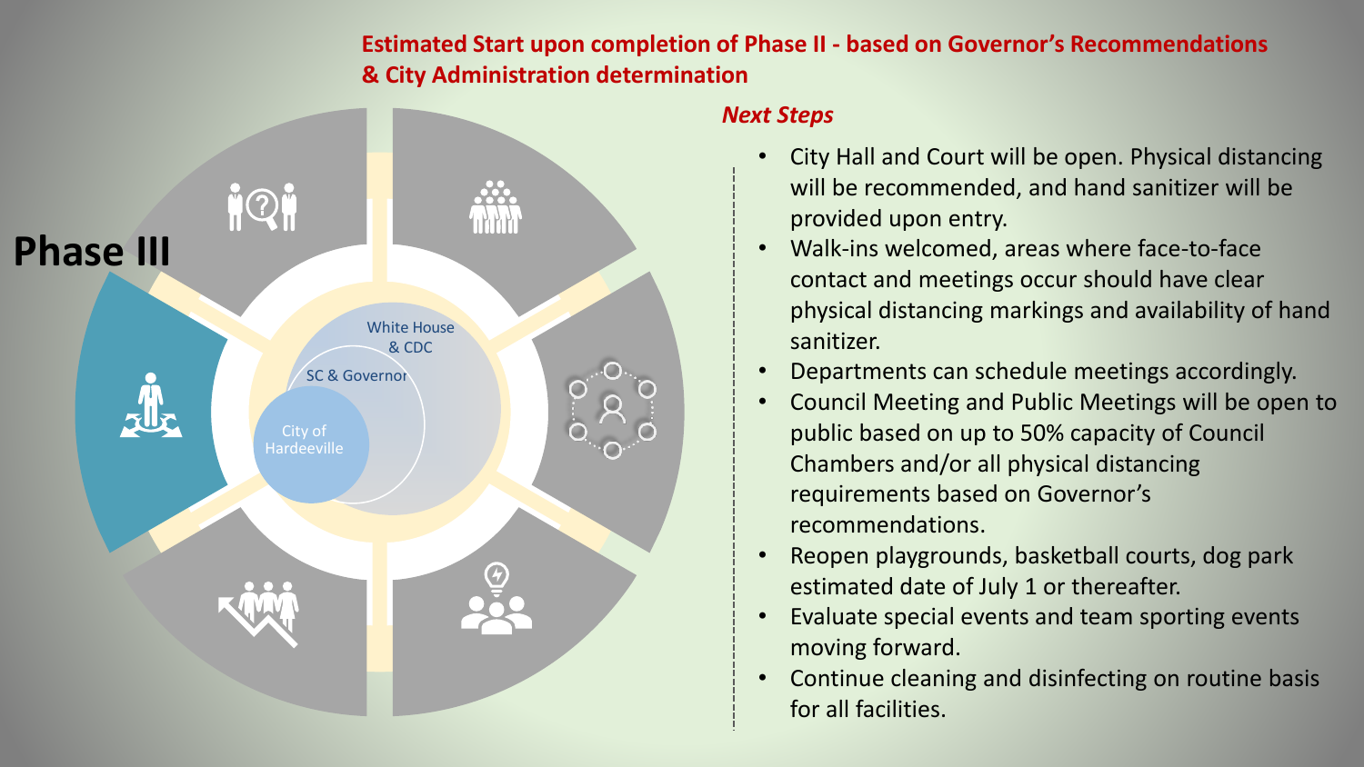**Estimated Start upon completion of Phase II - based on Governor's Recommendations & City Administration determination**

# Phase III

White House & CDC

SC & Governor

City of Hardeeville

***Next Steps***

- City Hall and Court will be open. Physical distancing will be recommended, and hand sanitizer will be provided upon entry.
- Walk-ins welcomed, areas where face-to-face contact and meetings occur should have clear physical distancing markings and availability of hand sanitizer.
- Departments can schedule meetings accordingly.
- Council Meeting and Public Meetings will be open to public based on up to 50% capacity of Council Chambers and/or all physical distancing requirements based on Governor's recommendations.
- Reopen playgrounds, basketball courts, dog park estimated date of July 1 or thereafter.
- Evaluate special events and team sporting events moving forward.
- Continue cleaning and disinfecting on routine basis for all facilities.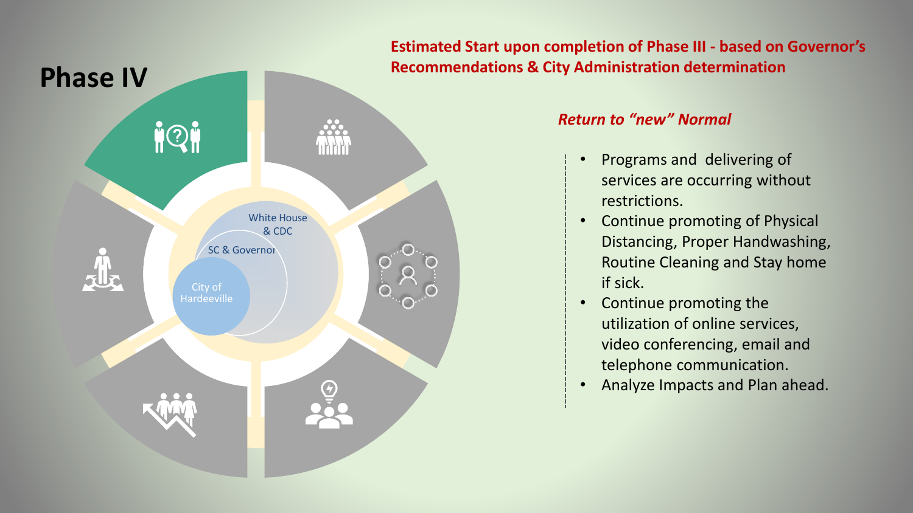# Phase IV

**Estimated Start upon completion of Phase III - based on Governor's Recommendations & City Administration determination**

White House & CDC

SC & Governor

City of Hardeeville

***Return to "new" Normal***

- Programs and delivering of services are occurring without restrictions.
- Continue promoting of Physical Distancing, Proper Handwashing, Routine Cleaning and Stay home if sick.
- Continue promoting the utilization of online services, video conferencing, email and telephone communication.
- Analyze Impacts and Plan ahead.